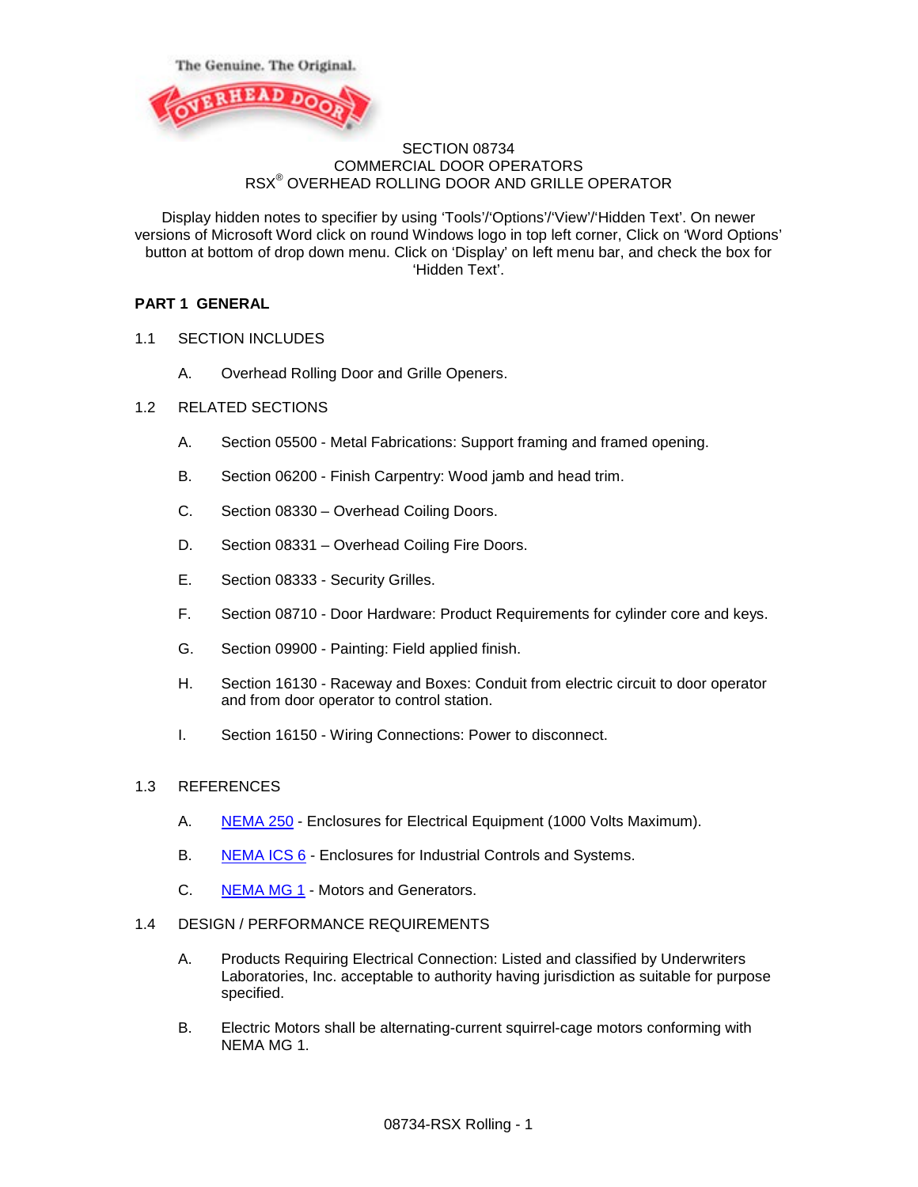The Genuine. The Original.

OVERHEAD DOOR

# SECTION 08734
# COMMERCIAL DOOR OPERATORS
# RSX® OVERHEAD ROLLING DOOR AND GRILLE OPERATOR

Display hidden notes to specifier by using 'Tools'/'Options'/'View'/'Hidden Text'. On newer versions of Microsoft Word click on round Windows logo in top left corner, Click on 'Word Options' button at bottom of drop down menu. Click on 'Display' on left menu bar, and check the box for 'Hidden Text'.

## PART 1 GENERAL

### 1.1 SECTION INCLUDES

A. Overhead Rolling Door and Grille Openers.

### 1.2 RELATED SECTIONS

A. Section 05500 - Metal Fabrications: Support framing and framed opening.

B. Section 06200 - Finish Carpentry: Wood jamb and head trim.

C. Section 08330 – Overhead Coiling Doors.

D. Section 08331 – Overhead Coiling Fire Doors.

E. Section 08333 - Security Grilles.

F. Section 08710 - Door Hardware: Product Requirements for cylinder core and keys.

G. Section 09900 - Painting: Field applied finish.

H. Section 16130 - Raceway and Boxes: Conduit from electric circuit to door operator and from door operator to control station.

I. Section 16150 - Wiring Connections: Power to disconnect.

### 1.3 REFERENCES

A. NEMA 250 - Enclosures for Electrical Equipment (1000 Volts Maximum).

B. NEMA ICS 6 - Enclosures for Industrial Controls and Systems.

C. NEMA MG 1 - Motors and Generators.

### 1.4 DESIGN / PERFORMANCE REQUIREMENTS

A. Products Requiring Electrical Connection: Listed and classified by Underwriters Laboratories, Inc. acceptable to authority having jurisdiction as suitable for purpose specified.

B. Electric Motors shall be alternating-current squirrel-cage motors conforming with NEMA MG 1.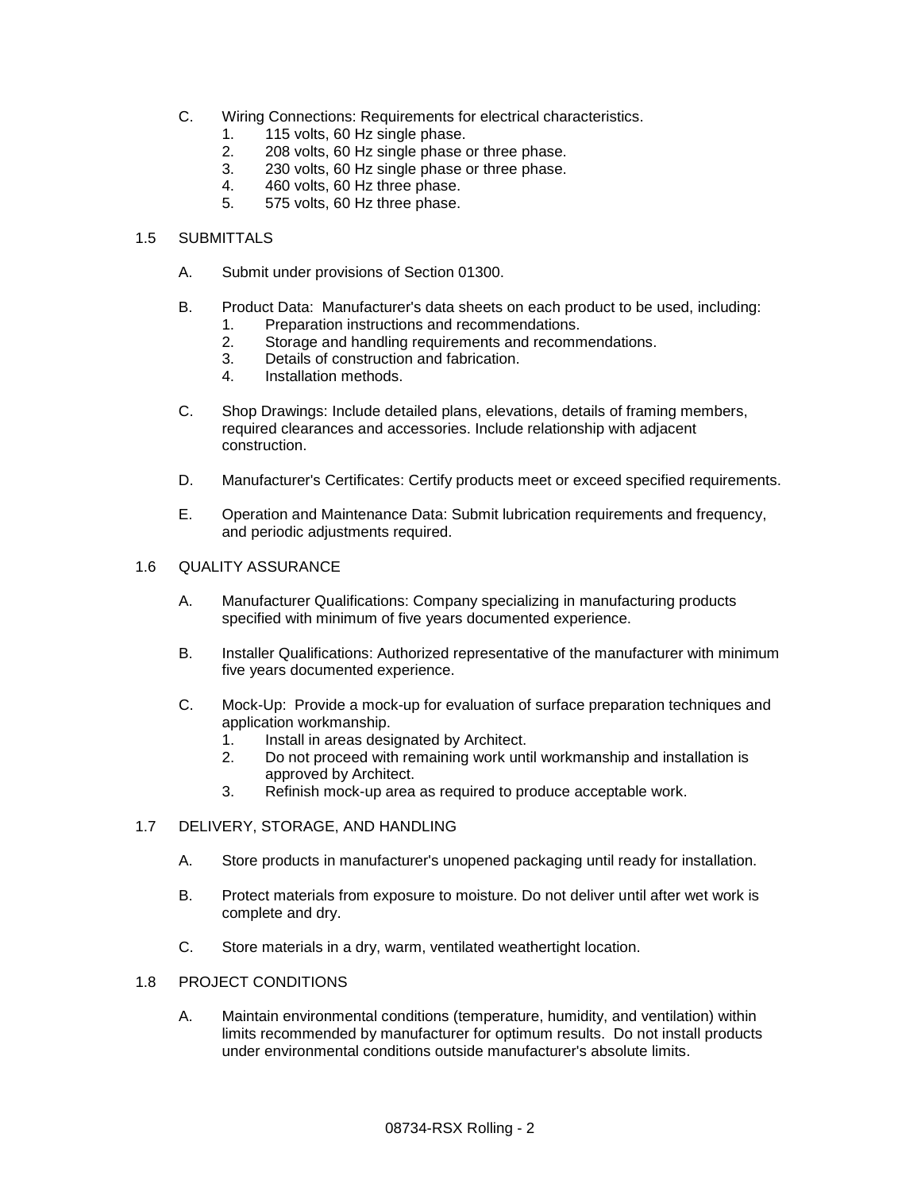C. Wiring Connections: Requirements for electrical characteristics.
   1. 115 volts, 60 Hz single phase.
   2. 208 volts, 60 Hz single phase or three phase.
   3. 230 volts, 60 Hz single phase or three phase.
   4. 460 volts, 60 Hz three phase.
   5. 575 volts, 60 Hz three phase.

## 1.5 SUBMITTALS

A. Submit under provisions of Section 01300.

B. Product Data: Manufacturer's data sheets on each product to be used, including:
   1. Preparation instructions and recommendations.
   2. Storage and handling requirements and recommendations.
   3. Details of construction and fabrication.
   4. Installation methods.

C. Shop Drawings: Include detailed plans, elevations, details of framing members, required clearances and accessories. Include relationship with adjacent construction.

D. Manufacturer's Certificates: Certify products meet or exceed specified requirements.

E. Operation and Maintenance Data: Submit lubrication requirements and frequency, and periodic adjustments required.

## 1.6 QUALITY ASSURANCE

A. Manufacturer Qualifications: Company specializing in manufacturing products specified with minimum of five years documented experience.

B. Installer Qualifications: Authorized representative of the manufacturer with minimum five years documented experience.

C. Mock-Up: Provide a mock-up for evaluation of surface preparation techniques and application workmanship.
   1. Install in areas designated by Architect.
   2. Do not proceed with remaining work until workmanship and installation is approved by Architect.
   3. Refinish mock-up area as required to produce acceptable work.

## 1.7 DELIVERY, STORAGE, AND HANDLING

A. Store products in manufacturer's unopened packaging until ready for installation.

B. Protect materials from exposure to moisture. Do not deliver until after wet work is complete and dry.

C. Store materials in a dry, warm, ventilated weathertight location.

## 1.8 PROJECT CONDITIONS

A. Maintain environmental conditions (temperature, humidity, and ventilation) within limits recommended by manufacturer for optimum results. Do not install products under environmental conditions outside manufacturer's absolute limits.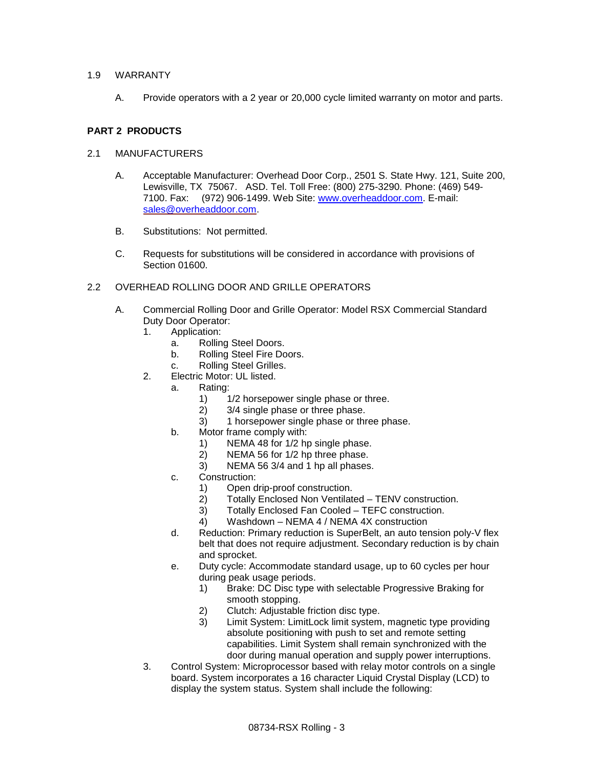1.9 WARRANTY

A. Provide operators with a 2 year or 20,000 cycle limited warranty on motor and parts.

## PART 2 PRODUCTS

2.1 MANUFACTURERS

A. Acceptable Manufacturer: Overhead Door Corp., 2501 S. State Hwy. 121, Suite 200, Lewisville, TX 75067. ASD. Tel. Toll Free: (800) 275-3290. Phone: (469) 549-7100. Fax: (972) 906-1499. Web Site: [www.overheaddoor.com](http://www.overheaddoor.com). E-mail: [sales@overheaddoor.com](mailto:sales@overheaddoor.com).

B. Substitutions: Not permitted.

C. Requests for substitutions will be considered in accordance with provisions of Section 01600.

2.2 OVERHEAD ROLLING DOOR AND GRILLE OPERATORS

A. Commercial Rolling Door and Grille Operator: Model RSX Commercial Standard Duty Door Operator:
   1. Application:
      a. Rolling Steel Doors.
      b. Rolling Steel Fire Doors.
      c. Rolling Steel Grilles.
   2. Electric Motor: UL listed.
      a. Rating:
         1) 1/2 horsepower single phase or three.
         2) 3/4 single phase or three phase.
         3) 1 horsepower single phase or three phase.
      b. Motor frame comply with:
         1) NEMA 48 for 1/2 hp single phase.
         2) NEMA 56 for 1/2 hp three phase.
         3) NEMA 56 3/4 and 1 hp all phases.
      c. Construction:
         1) Open drip-proof construction.
         2) Totally Enclosed Non Ventilated – TENV construction.
         3) Totally Enclosed Fan Cooled – TEFC construction.
         4) Washdown – NEMA 4 / NEMA 4X construction
      d. Reduction: Primary reduction is SuperBelt, an auto tension poly-V flex belt that does not require adjustment. Secondary reduction is by chain and sprocket.
      e. Duty cycle: Accommodate standard usage, up to 60 cycles per hour during peak usage periods.
         1) Brake: DC Disc type with selectable Progressive Braking for smooth stopping.
         2) Clutch: Adjustable friction disc type.
         3) Limit System: LimitLock limit system, magnetic type providing absolute positioning with push to set and remote setting capabilities. Limit System shall remain synchronized with the door during manual operation and supply power interruptions.
   3. Control System: Microprocessor based with relay motor controls on a single board. System incorporates a 16 character Liquid Crystal Display (LCD) to display the system status. System shall include the following: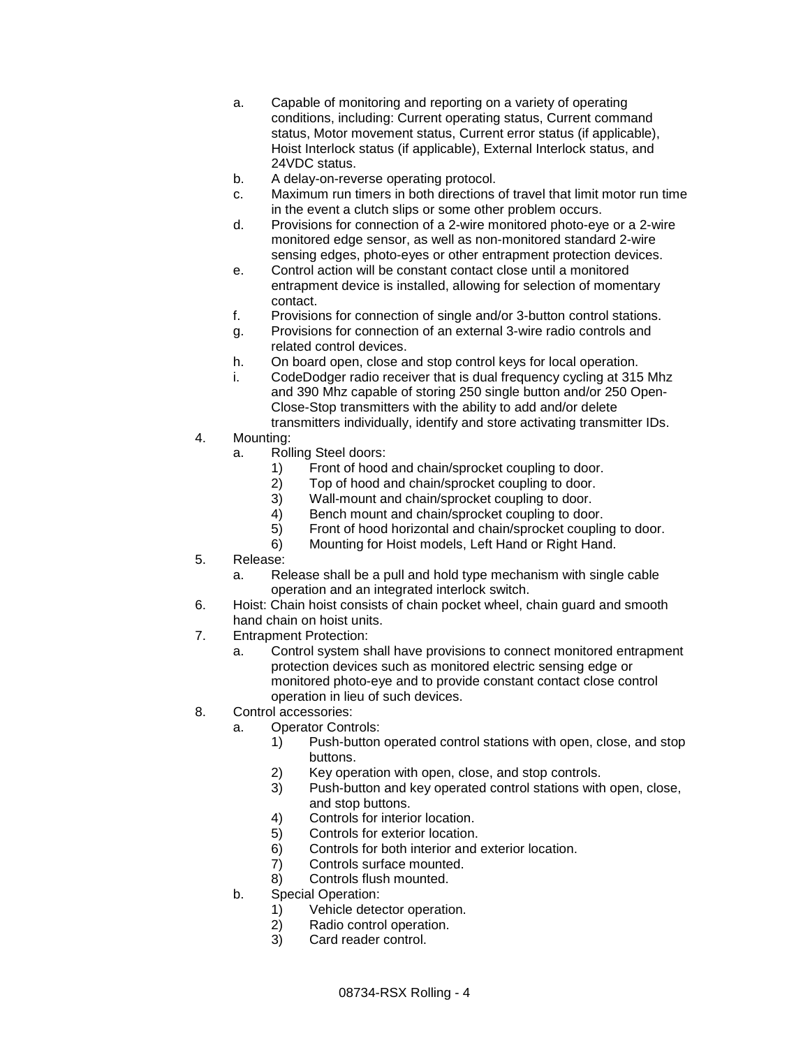a. Capable of monitoring and reporting on a variety of operating conditions, including: Current operating status, Current command status, Motor movement status, Current error status (if applicable), Hoist Interlock status (if applicable), External Interlock status, and 24VDC status.
b. A delay-on-reverse operating protocol.
c. Maximum run timers in both directions of travel that limit motor run time in the event a clutch slips or some other problem occurs.
d. Provisions for connection of a 2-wire monitored photo-eye or a 2-wire monitored edge sensor, as well as non-monitored standard 2-wire sensing edges, photo-eyes or other entrapment protection devices.
e. Control action will be constant contact close until a monitored entrapment device is installed, allowing for selection of momentary contact.
f. Provisions for connection of single and/or 3-button control stations.
g. Provisions for connection of an external 3-wire radio controls and related control devices.
h. On board open, close and stop control keys for local operation.
i. CodeDodger radio receiver that is dual frequency cycling at 315 Mhz and 390 Mhz capable of storing 250 single button and/or 250 Open-Close-Stop transmitters with the ability to add and/or delete transmitters individually, identify and store activating transmitter IDs.

4. Mounting:
   a. Rolling Steel doors:
      1) Front of hood and chain/sprocket coupling to door.
      2) Top of hood and chain/sprocket coupling to door.
      3) Wall-mount and chain/sprocket coupling to door.
      4) Bench mount and chain/sprocket coupling to door.
      5) Front of hood horizontal and chain/sprocket coupling to door.
      6) Mounting for Hoist models, Left Hand or Right Hand.
5. Release:
   a. Release shall be a pull and hold type mechanism with single cable operation and an integrated interlock switch.
6. Hoist: Chain hoist consists of chain pocket wheel, chain guard and smooth hand chain on hoist units.
7. Entrapment Protection:
   a. Control system shall have provisions to connect monitored entrapment protection devices such as monitored electric sensing edge or monitored photo-eye and to provide constant contact close control operation in lieu of such devices.
8. Control accessories:
   a. Operator Controls:
      1) Push-button operated control stations with open, close, and stop buttons.
      2) Key operation with open, close, and stop controls.
      3) Push-button and key operated control stations with open, close, and stop buttons.
      4) Controls for interior location.
      5) Controls for exterior location.
      6) Controls for both interior and exterior location.
      7) Controls surface mounted.
      8) Controls flush mounted.
   b. Special Operation:
      1) Vehicle detector operation.
      2) Radio control operation.
      3) Card reader control.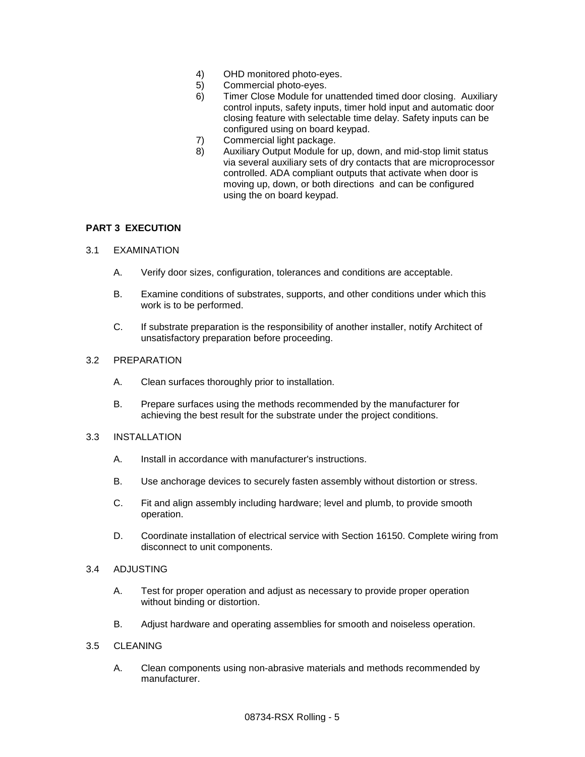4) OHD monitored photo-eyes.
5) Commercial photo-eyes.
6) Timer Close Module for unattended timed door closing. Auxiliary control inputs, safety inputs, timer hold input and automatic door closing feature with selectable time delay. Safety inputs can be configured using on board keypad.
7) Commercial light package.
8) Auxiliary Output Module for up, down, and mid-stop limit status via several auxiliary sets of dry contacts that are microprocessor controlled. ADA compliant outputs that activate when door is moving up, down, or both directions and can be configured using the on board keypad.

## PART 3 EXECUTION

### 3.1 EXAMINATION

A. Verify door sizes, configuration, tolerances and conditions are acceptable.

B. Examine conditions of substrates, supports, and other conditions under which this work is to be performed.

C. If substrate preparation is the responsibility of another installer, notify Architect of unsatisfactory preparation before proceeding.

### 3.2 PREPARATION

A. Clean surfaces thoroughly prior to installation.

B. Prepare surfaces using the methods recommended by the manufacturer for achieving the best result for the substrate under the project conditions.

### 3.3 INSTALLATION

A. Install in accordance with manufacturer's instructions.

B. Use anchorage devices to securely fasten assembly without distortion or stress.

C. Fit and align assembly including hardware; level and plumb, to provide smooth operation.

D. Coordinate installation of electrical service with Section 16150. Complete wiring from disconnect to unit components.

### 3.4 ADJUSTING

A. Test for proper operation and adjust as necessary to provide proper operation without binding or distortion.

B. Adjust hardware and operating assemblies for smooth and noiseless operation.

### 3.5 CLEANING

A. Clean components using non-abrasive materials and methods recommended by manufacturer.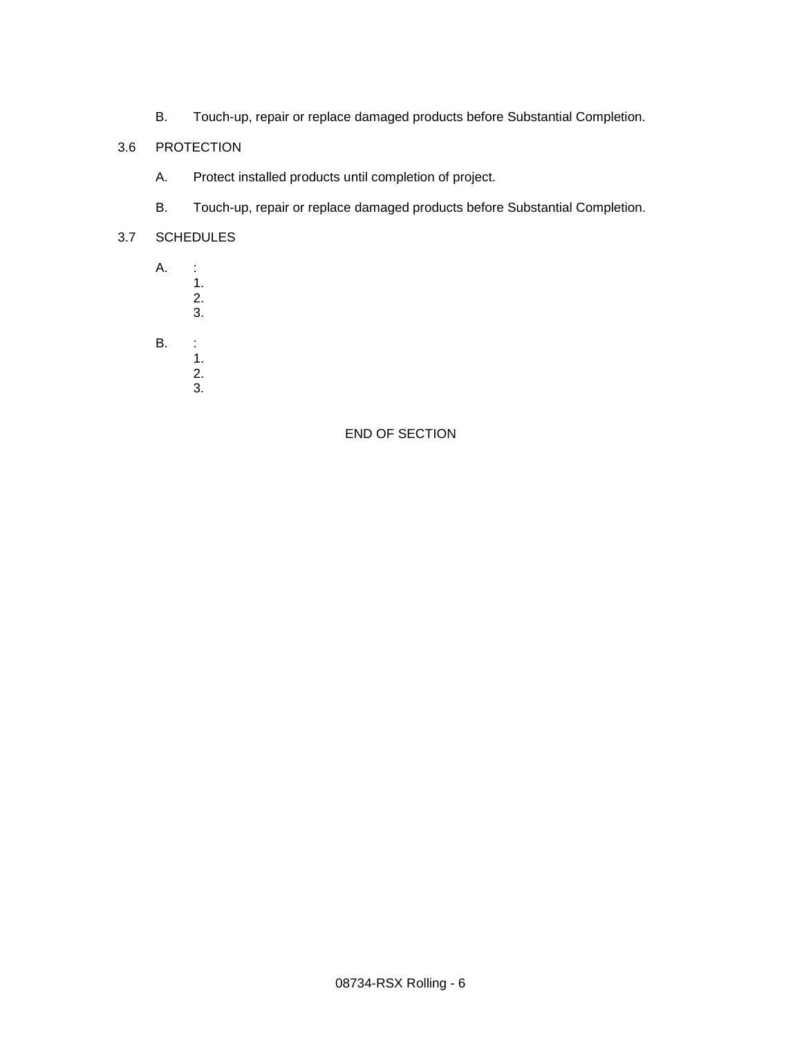B. Touch-up, repair or replace damaged products before Substantial Completion.

3.6 PROTECTION

A. Protect installed products until completion of project.

B. Touch-up, repair or replace damaged products before Substantial Completion.

3.7 SCHEDULES

A. :
   1.
   2.
   3.

B. :
   1.
   2.
   3.

END OF SECTION